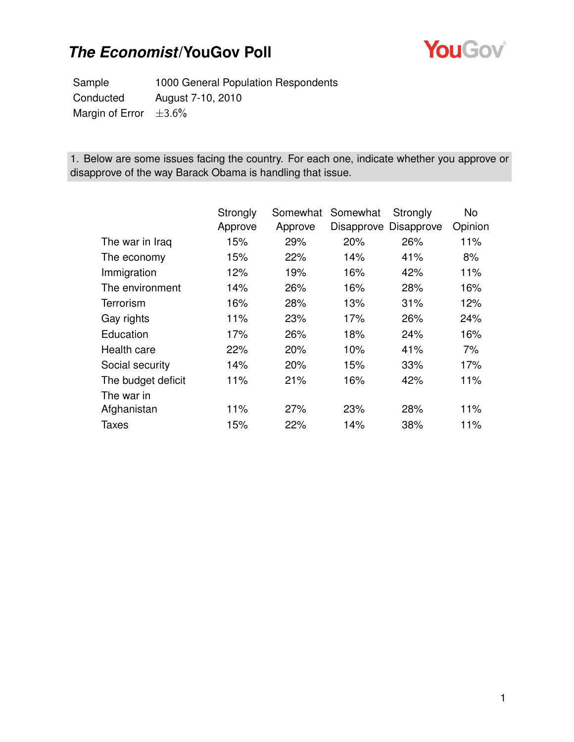# *The Economist*/YouGov Poll

| | |
|---|---|
| Sample | 1000 General Population Respondents |
| Conducted | August 7-10, 2010 |
| Margin of Error | $\pm 3.6\%$ |

**1. Below are some issues facing the country. For each one, indicate whether you approve or disapprove of the way Barack Obama is handling that issue.**

| | Strongly Approve | Somewhat Approve | Somewhat Disapprove | Strongly Disapprove | No Opinion |
|---|---|---|---|---|---|
| The war in Iraq | 15% | 29% | 20% | 26% | 11% |
| The economy | 15% | 22% | 14% | 41% | 8% |
| Immigration | 12% | 19% | 16% | 42% | 11% |
| The environment | 14% | 26% | 16% | 28% | 16% |
| Terrorism | 16% | 28% | 13% | 31% | 12% |
| Gay rights | 11% | 23% | 17% | 26% | 24% |
| Education | 17% | 26% | 18% | 24% | 16% |
| Health care | 22% | 20% | 10% | 41% | 7% |
| Social security | 14% | 20% | 15% | 33% | 17% |
| The budget deficit | 11% | 21% | 16% | 42% | 11% |
| The war in Afghanistan | 11% | 27% | 23% | 28% | 11% |
| Taxes | 15% | 22% | 14% | 38% | 11% |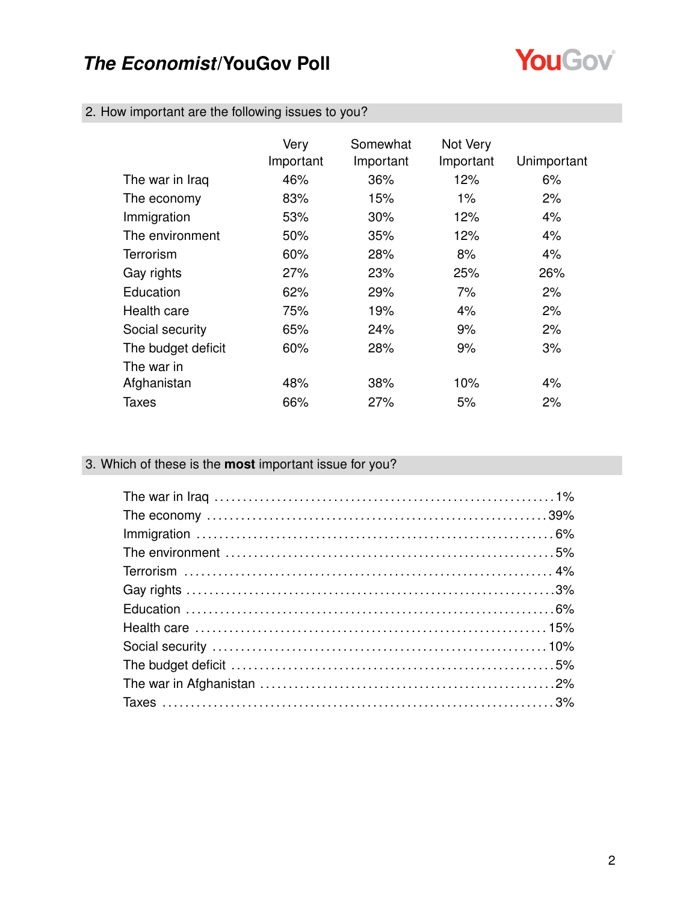## 2. How important are the following issues to you?

| | Very Important | Somewhat Important | Not Very Important | Unimportant |
|---|---|---|---|---|
| The war in Iraq | 46% | 36% | 12% | 6% |
| The economy | 83% | 15% | 1% | 2% |
| Immigration | 53% | 30% | 12% | 4% |
| The environment | 50% | 35% | 12% | 4% |
| Terrorism | 60% | 28% | 8% | 4% |
| Gay rights | 27% | 23% | 25% | 26% |
| Education | 62% | 29% | 7% | 2% |
| Health care | 75% | 19% | 4% | 2% |
| Social security | 65% | 24% | 9% | 2% |
| The budget deficit | 60% | 28% | 9% | 3% |
| The war in Afghanistan | 48% | 38% | 10% | 4% |
| Taxes | 66% | 27% | 5% | 2% |

## 3. Which of these is the **most** important issue for you?

| | |
|---|---|
| The war in Iraq | 1% |
| The economy | 39% |
| Immigration | 6% |
| The environment | 5% |
| Terrorism | 4% |
| Gay rights | 3% |
| Education | 6% |
| Health care | 15% |
| Social security | 10% |
| The budget deficit | 5% |
| The war in Afghanistan | 2% |
| Taxes | 3% |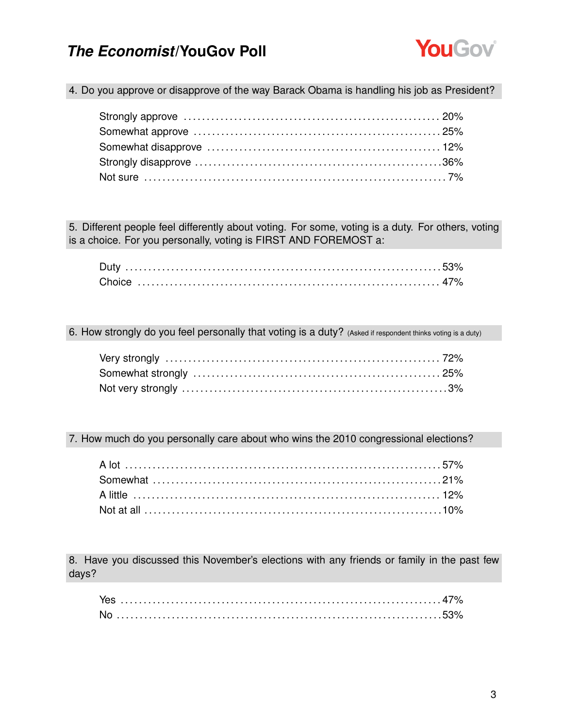## 4. Do you approve or disapprove of the way Barack Obama is handling his job as President?

| Response | % |
|---|---|
| Strongly approve | 20% |
| Somewhat approve | 25% |
| Somewhat disapprove | 12% |
| Strongly disapprove | 36% |
| Not sure | 7% |

## 5. Different people feel differently about voting. For some, voting is a duty. For others, voting is a choice. For you personally, voting is FIRST AND FOREMOST a:

| Response | % |
|---|---|
| Duty | 53% |
| Choice | 47% |

## 6. How strongly do you feel personally that voting is a duty? (Asked if respondent thinks voting is a duty)

| Response | % |
|---|---|
| Very strongly | 72% |
| Somewhat strongly | 25% |
| Not very strongly | 3% |

## 7. How much do you personally care about who wins the 2010 congressional elections?

| Response | % |
|---|---|
| A lot | 57% |
| Somewhat | 21% |
| A little | 12% |
| Not at all | 10% |

## 8. Have you discussed this November's elections with any friends or family in the past few days?

| Response | % |
|---|---|
| Yes | 47% |
| No | 53% |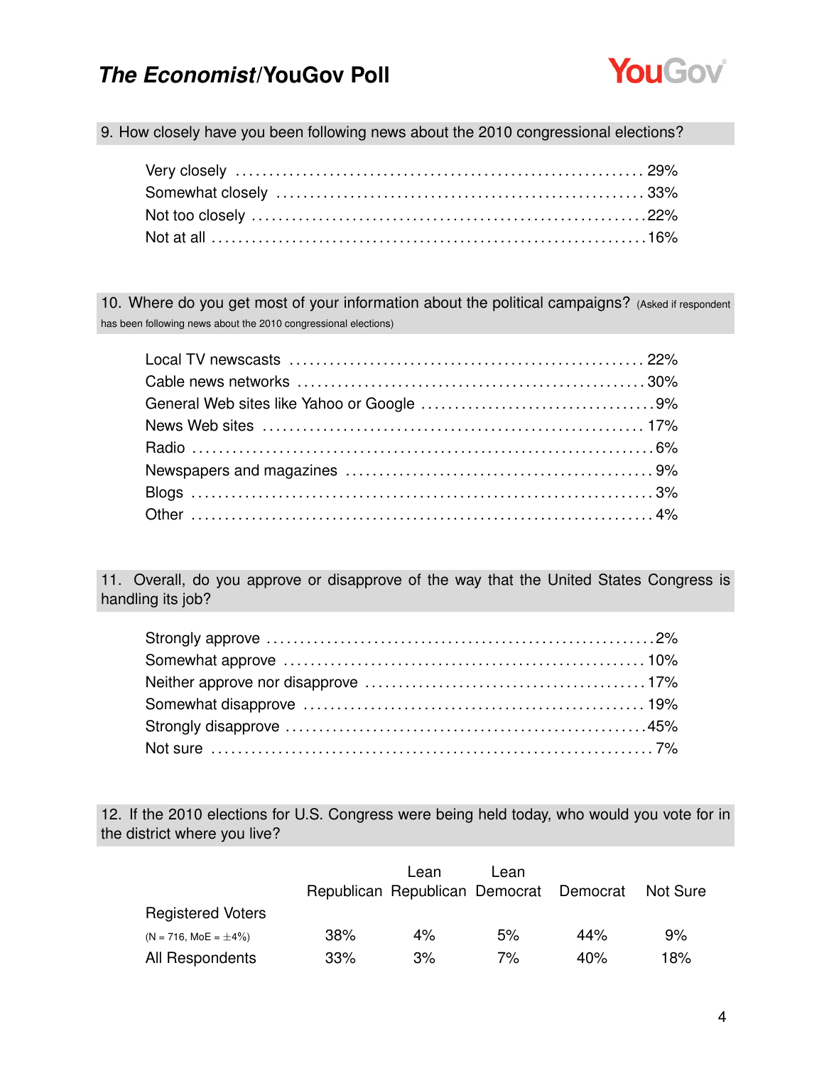## 9. How closely have you been following news about the 2010 congressional elections?

| | |
|---|---|
| Very closely | 29% |
| Somewhat closely | 33% |
| Not too closely | 22% |
| Not at all | 16% |

## 10. Where do you get most of your information about the political campaigns? (Asked if respondent has been following news about the 2010 congressional elections)

| | |
|---|---|
| Local TV newscasts | 22% |
| Cable news networks | 30% |
| General Web sites like Yahoo or Google | 9% |
| News Web sites | 17% |
| Radio | 6% |
| Newspapers and magazines | 9% |
| Blogs | 3% |
| Other | 4% |

## 11. Overall, do you approve or disapprove of the way that the United States Congress is handling its job?

| | |
|---|---|
| Strongly approve | 2% |
| Somewhat approve | 10% |
| Neither approve nor disapprove | 17% |
| Somewhat disapprove | 19% |
| Strongly disapprove | 45% |
| Not sure | 7% |

## 12. If the 2010 elections for U.S. Congress were being held today, who would you vote for in the district where you live?

| | Republican | Lean Republican | Lean Democrat | Democrat | Not Sure |
|---|---|---|---|---|---|
| Registered Voters (N = 716, MoE = ±4%) | 38% | 4% | 5% | 44% | 9% |
| All Respondents | 33% | 3% | 7% | 40% | 18% |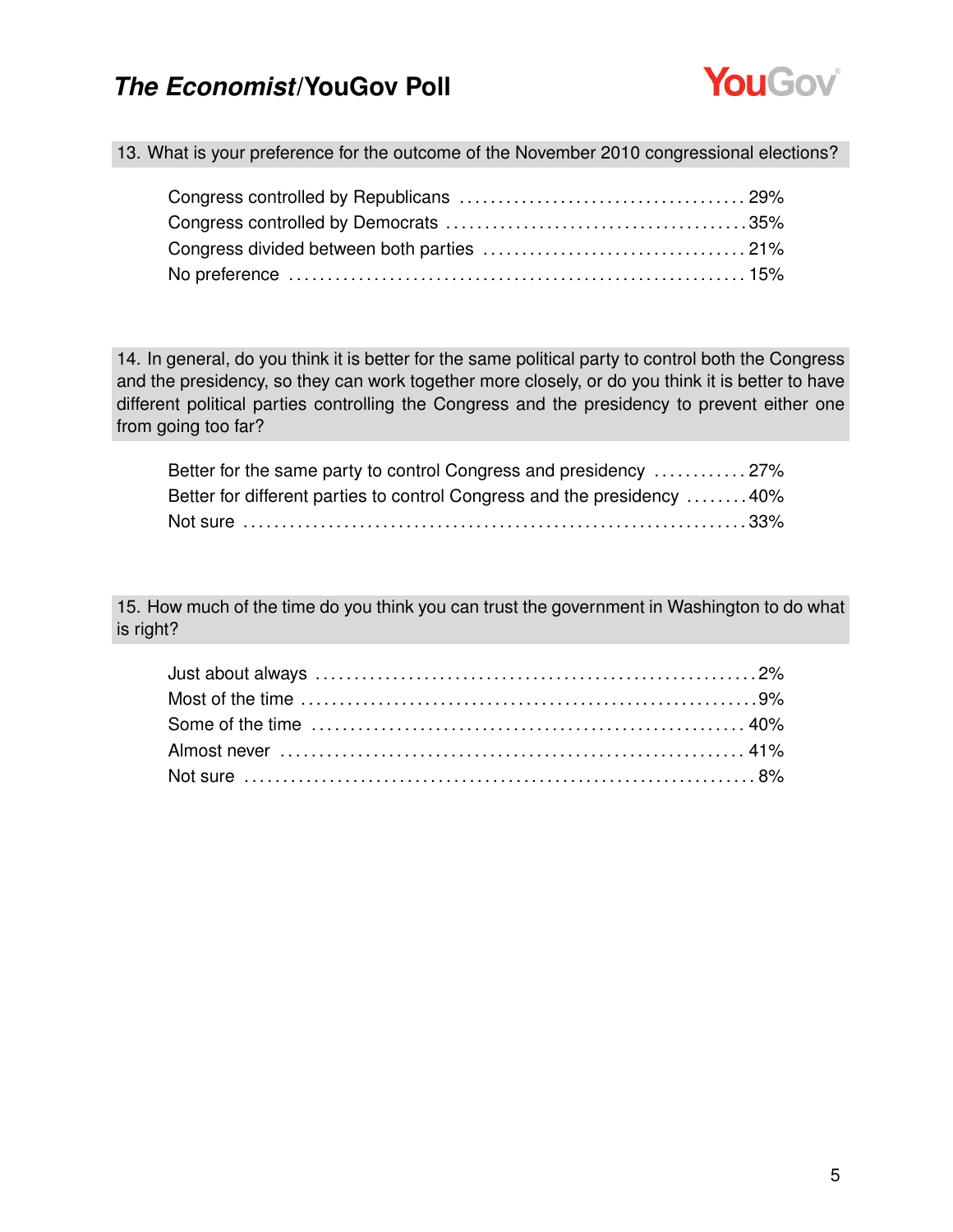13. What is your preference for the outcome of the November 2010 congressional elections?

| Response | % |
|---|---|
| Congress controlled by Republicans | 29% |
| Congress controlled by Democrats | 35% |
| Congress divided between both parties | 21% |
| No preference | 15% |

14. In general, do you think it is better for the same political party to control both the Congress and the presidency, so they can work together more closely, or do you think it is better to have different political parties controlling the Congress and the presidency to prevent either one from going too far?

| Response | % |
|---|---|
| Better for the same party to control Congress and presidency | 27% |
| Better for different parties to control Congress and the presidency | 40% |
| Not sure | 33% |

15. How much of the time do you think you can trust the government in Washington to do what is right?

| Response | % |
|---|---|
| Just about always | 2% |
| Most of the time | 9% |
| Some of the time | 40% |
| Almost never | 41% |
| Not sure | 8% |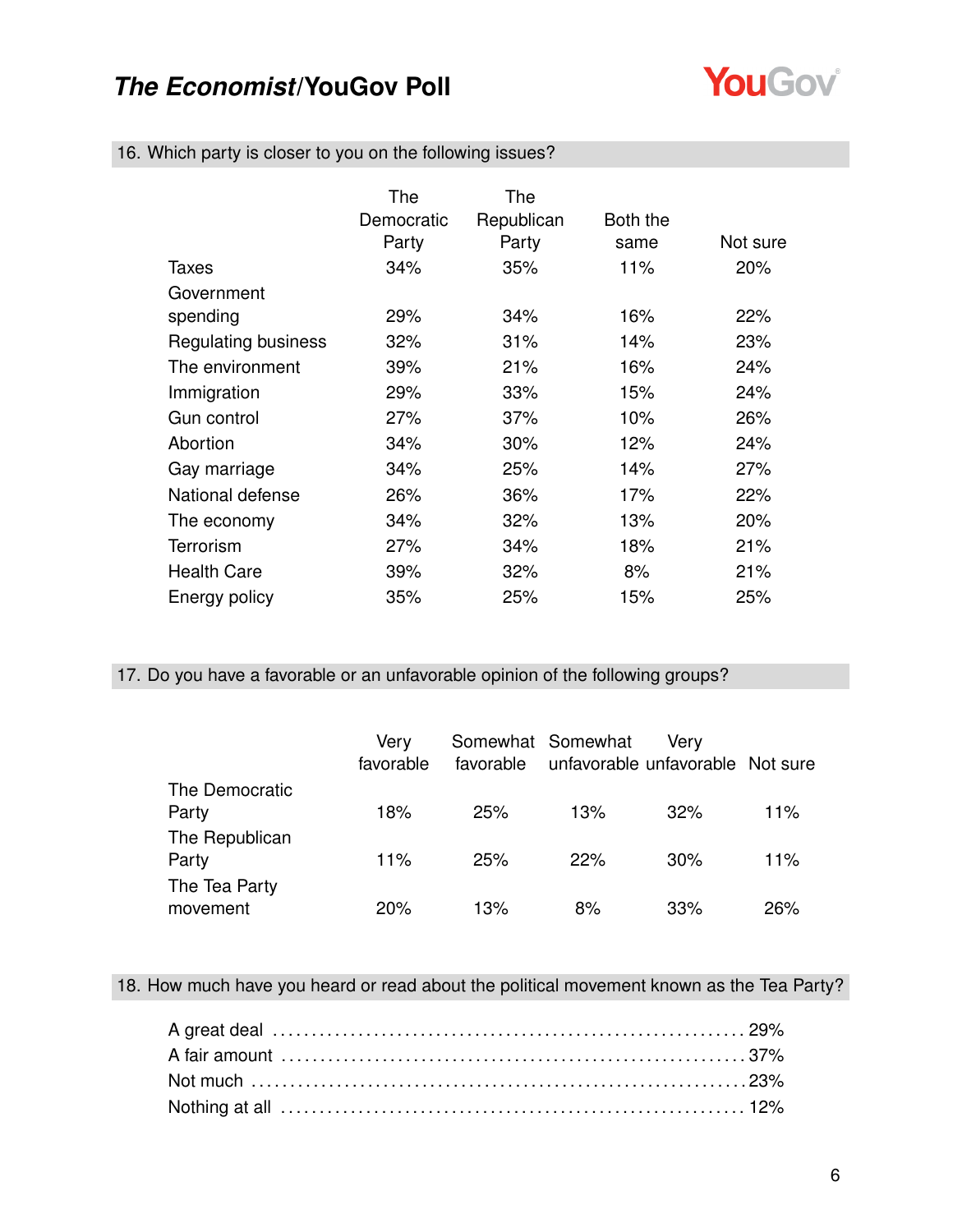## 16. Which party is closer to you on the following issues?

| | The Democratic Party | The Republican Party | Both the same | Not sure |
|---|---|---|---|---|
| Taxes | 34% | 35% | 11% | 20% |
| Government spending | 29% | 34% | 16% | 22% |
| Regulating business | 32% | 31% | 14% | 23% |
| The environment | 39% | 21% | 16% | 24% |
| Immigration | 29% | 33% | 15% | 24% |
| Gun control | 27% | 37% | 10% | 26% |
| Abortion | 34% | 30% | 12% | 24% |
| Gay marriage | 34% | 25% | 14% | 27% |
| National defense | 26% | 36% | 17% | 22% |
| The economy | 34% | 32% | 13% | 20% |
| Terrorism | 27% | 34% | 18% | 21% |
| Health Care | 39% | 32% | 8% | 21% |
| Energy policy | 35% | 25% | 15% | 25% |

## 17. Do you have a favorable or an unfavorable opinion of the following groups?

| | Very favorable | Somewhat favorable | Somewhat unfavorable | Very unfavorable | Not sure |
|---|---|---|---|---|---|
| The Democratic Party | 18% | 25% | 13% | 32% | 11% |
| The Republican Party | 11% | 25% | 22% | 30% | 11% |
| The Tea Party movement | 20% | 13% | 8% | 33% | 26% |

## 18. How much have you heard or read about the political movement known as the Tea Party?

| | |
|---|---|
| A great deal | 29% |
| A fair amount | 37% |
| Not much | 23% |
| Nothing at all | 12% |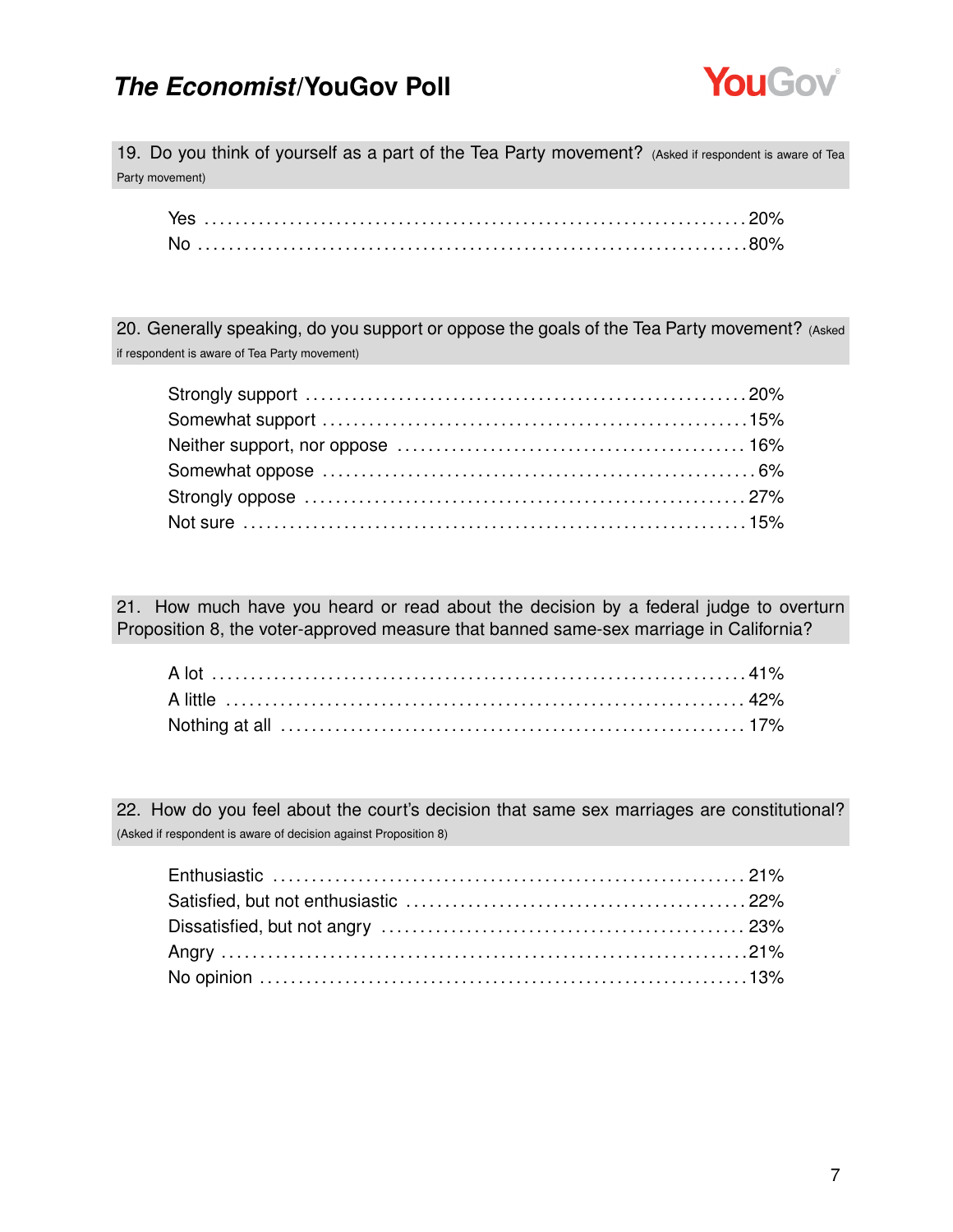**19. Do you think of yourself as a part of the Tea Party movement?** (Asked if respondent is aware of Tea Party movement)

| Response | % |
|---|---|
| Yes | 20% |
| No | 80% |

**20. Generally speaking, do you support or oppose the goals of the Tea Party movement?** (Asked if respondent is aware of Tea Party movement)

| Response | % |
|---|---|
| Strongly support | 20% |
| Somewhat support | 15% |
| Neither support, nor oppose | 16% |
| Somewhat oppose | 6% |
| Strongly oppose | 27% |
| Not sure | 15% |

**21. How much have you heard or read about the decision by a federal judge to overturn Proposition 8, the voter-approved measure that banned same-sex marriage in California?**

| Response | % |
|---|---|
| A lot | 41% |
| A little | 42% |
| Nothing at all | 17% |

**22. How do you feel about the court's decision that same sex marriages are constitutional?** (Asked if respondent is aware of decision against Proposition 8)

| Response | % |
|---|---|
| Enthusiastic | 21% |
| Satisfied, but not enthusiastic | 22% |
| Dissatisfied, but not angry | 23% |
| Angry | 21% |
| No opinion | 13% |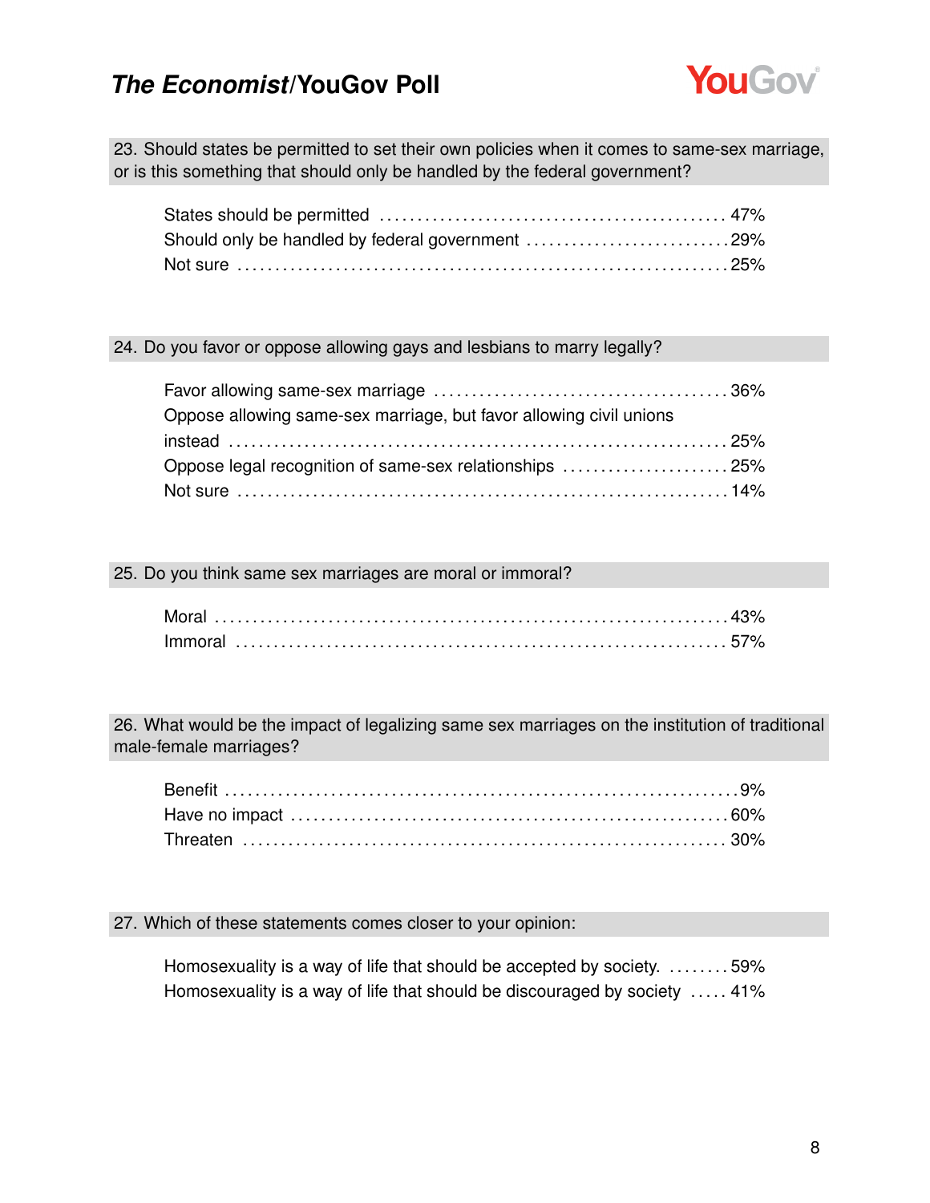23. Should states be permitted to set their own policies when it comes to same-sex marriage, or is this something that should only be handled by the federal government?

| | |
|---|---|
| States should be permitted | 47% |
| Should only be handled by federal government | 29% |
| Not sure | 25% |

24. Do you favor or oppose allowing gays and lesbians to marry legally?

| | |
|---|---|
| Favor allowing same-sex marriage | 36% |
| Oppose allowing same-sex marriage, but favor allowing civil unions instead | 25% |
| Oppose legal recognition of same-sex relationships | 25% |
| Not sure | 14% |

25. Do you think same sex marriages are moral or immoral?

| | |
|---|---|
| Moral | 43% |
| Immoral | 57% |

26. What would be the impact of legalizing same sex marriages on the institution of traditional male-female marriages?

| | |
|---|---|
| Benefit | 9% |
| Have no impact | 60% |
| Threaten | 30% |

27. Which of these statements comes closer to your opinion:

| | |
|---|---|
| Homosexuality is a way of life that should be accepted by society. | 59% |
| Homosexuality is a way of life that should be discouraged by society | 41% |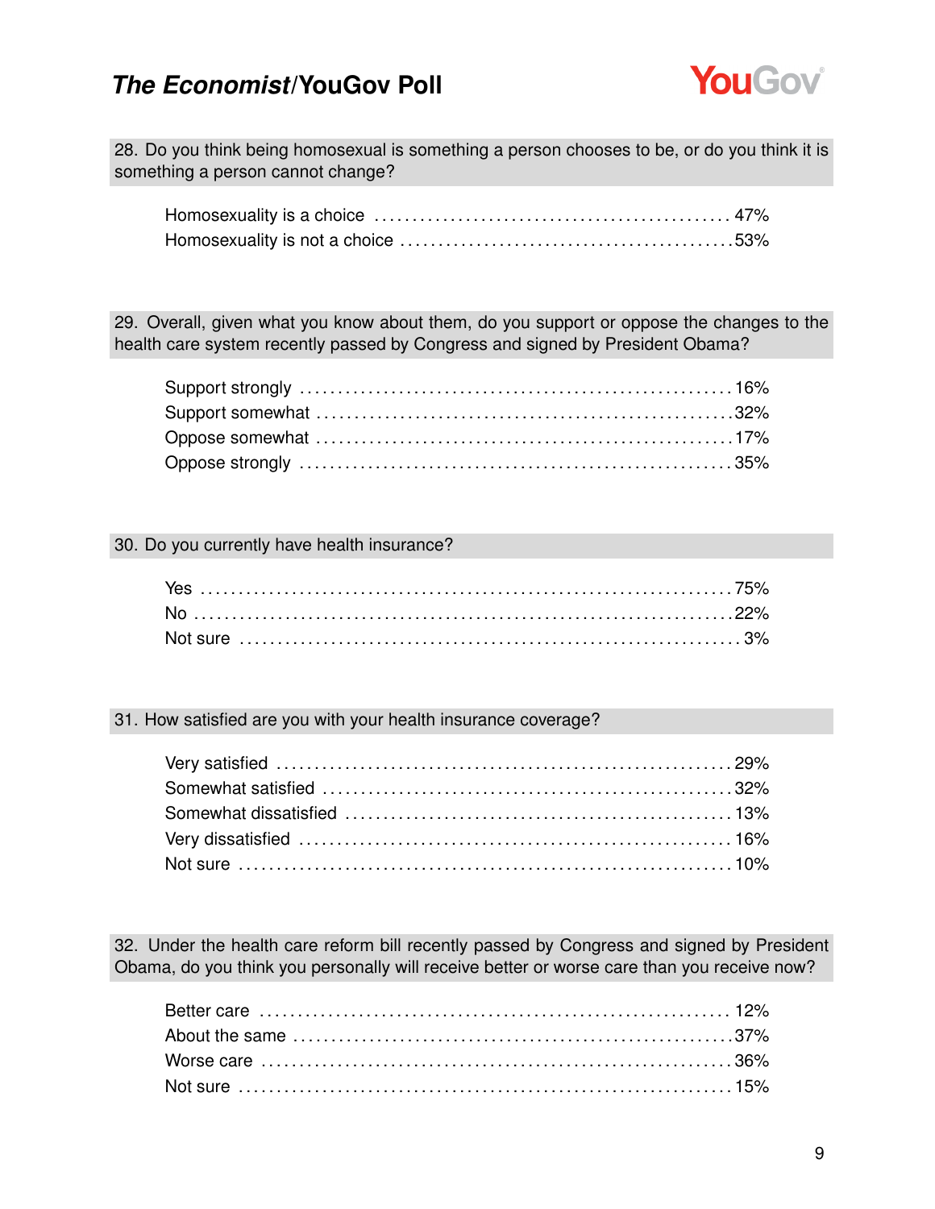**28. Do you think being homosexual is something a person chooses to be, or do you think it is something a person cannot change?**

| Response | % |
|---|---|
| Homosexuality is a choice | 47% |
| Homosexuality is not a choice | 53% |

**29. Overall, given what you know about them, do you support or oppose the changes to the health care system recently passed by Congress and signed by President Obama?**

| Response | % |
|---|---|
| Support strongly | 16% |
| Support somewhat | 32% |
| Oppose somewhat | 17% |
| Oppose strongly | 35% |

**30. Do you currently have health insurance?**

| Response | % |
|---|---|
| Yes | 75% |
| No | 22% |
| Not sure | 3% |

**31. How satisfied are you with your health insurance coverage?**

| Response | % |
|---|---|
| Very satisfied | 29% |
| Somewhat satisfied | 32% |
| Somewhat dissatisfied | 13% |
| Very dissatisfied | 16% |
| Not sure | 10% |

**32. Under the health care reform bill recently passed by Congress and signed by President Obama, do you think you personally will receive better or worse care than you receive now?**

| Response | % |
|---|---|
| Better care | 12% |
| About the same | 37% |
| Worse care | 36% |
| Not sure | 15% |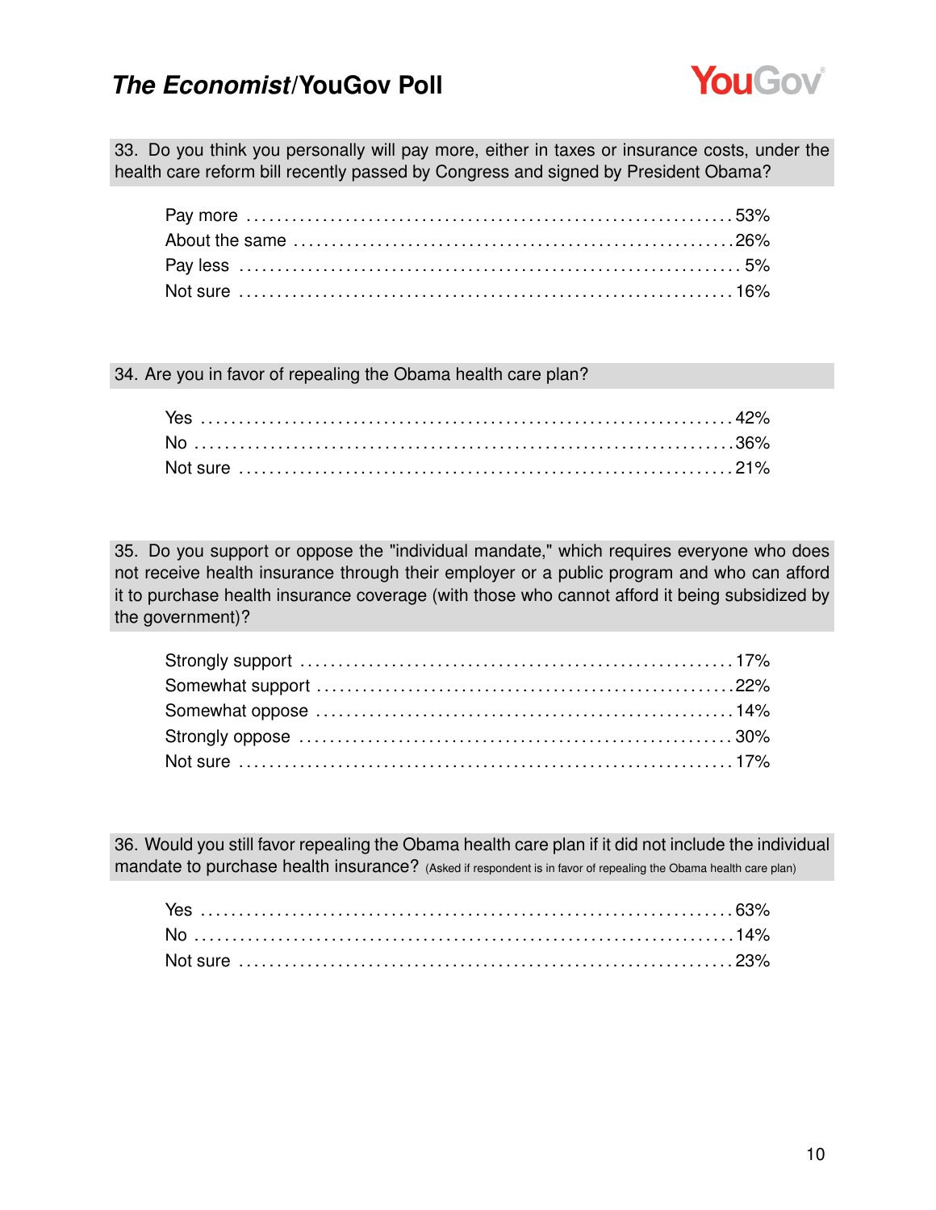33. Do you think you personally will pay more, either in taxes or insurance costs, under the health care reform bill recently passed by Congress and signed by President Obama?

| | |
|---|---|
| Pay more | 53% |
| About the same | 26% |
| Pay less | 5% |
| Not sure | 16% |

34. Are you in favor of repealing the Obama health care plan?

| | |
|---|---|
| Yes | 42% |
| No | 36% |
| Not sure | 21% |

35. Do you support or oppose the "individual mandate," which requires everyone who does not receive health insurance through their employer or a public program and who can afford it to purchase health insurance coverage (with those who cannot afford it being subsidized by the government)?

| | |
|---|---|
| Strongly support | 17% |
| Somewhat support | 22% |
| Somewhat oppose | 14% |
| Strongly oppose | 30% |
| Not sure | 17% |

36. Would you still favor repealing the Obama health care plan if it did not include the individual mandate to purchase health insurance? (Asked if respondent is in favor of repealing the Obama health care plan)

| | |
|---|---|
| Yes | 63% |
| No | 14% |
| Not sure | 23% |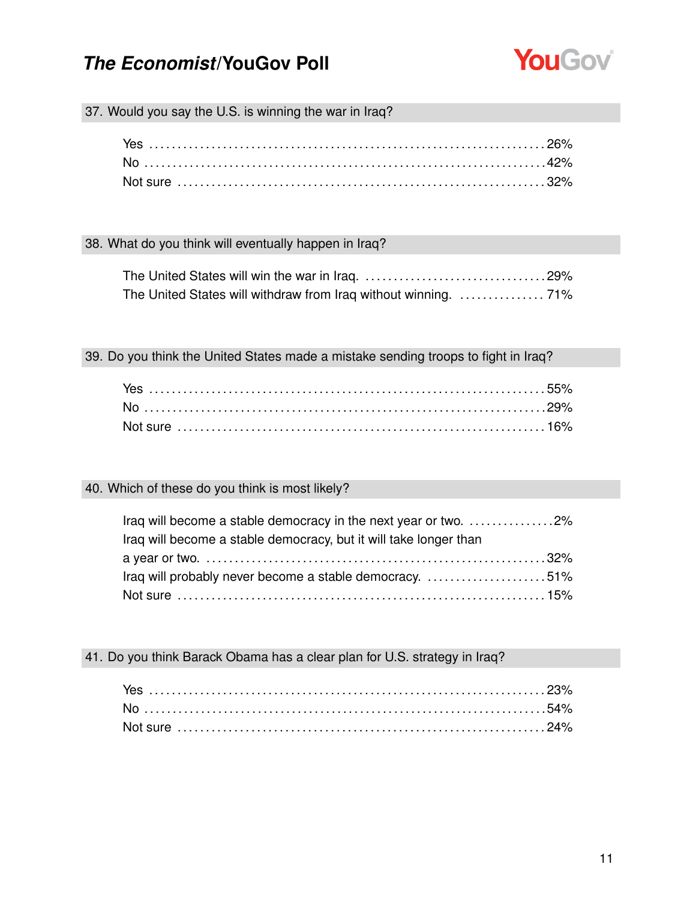### 37. Would you say the U.S. is winning the war in Iraq?

| | |
|---|---|
| Yes | 26% |
| No | 42% |
| Not sure | 32% |

### 38. What do you think will eventually happen in Iraq?

| | |
|---|---|
| The United States will win the war in Iraq. | 29% |
| The United States will withdraw from Iraq without winning. | 71% |

### 39. Do you think the United States made a mistake sending troops to fight in Iraq?

| | |
|---|---|
| Yes | 55% |
| No | 29% |
| Not sure | 16% |

### 40. Which of these do you think is most likely?

| | |
|---|---|
| Iraq will become a stable democracy in the next year or two. | 2% |
| Iraq will become a stable democracy, but it will take longer than a year or two. | 32% |
| Iraq will probably never become a stable democracy. | 51% |
| Not sure | 15% |

### 41. Do you think Barack Obama has a clear plan for U.S. strategy in Iraq?

| | |
|---|---|
| Yes | 23% |
| No | 54% |
| Not sure | 24% |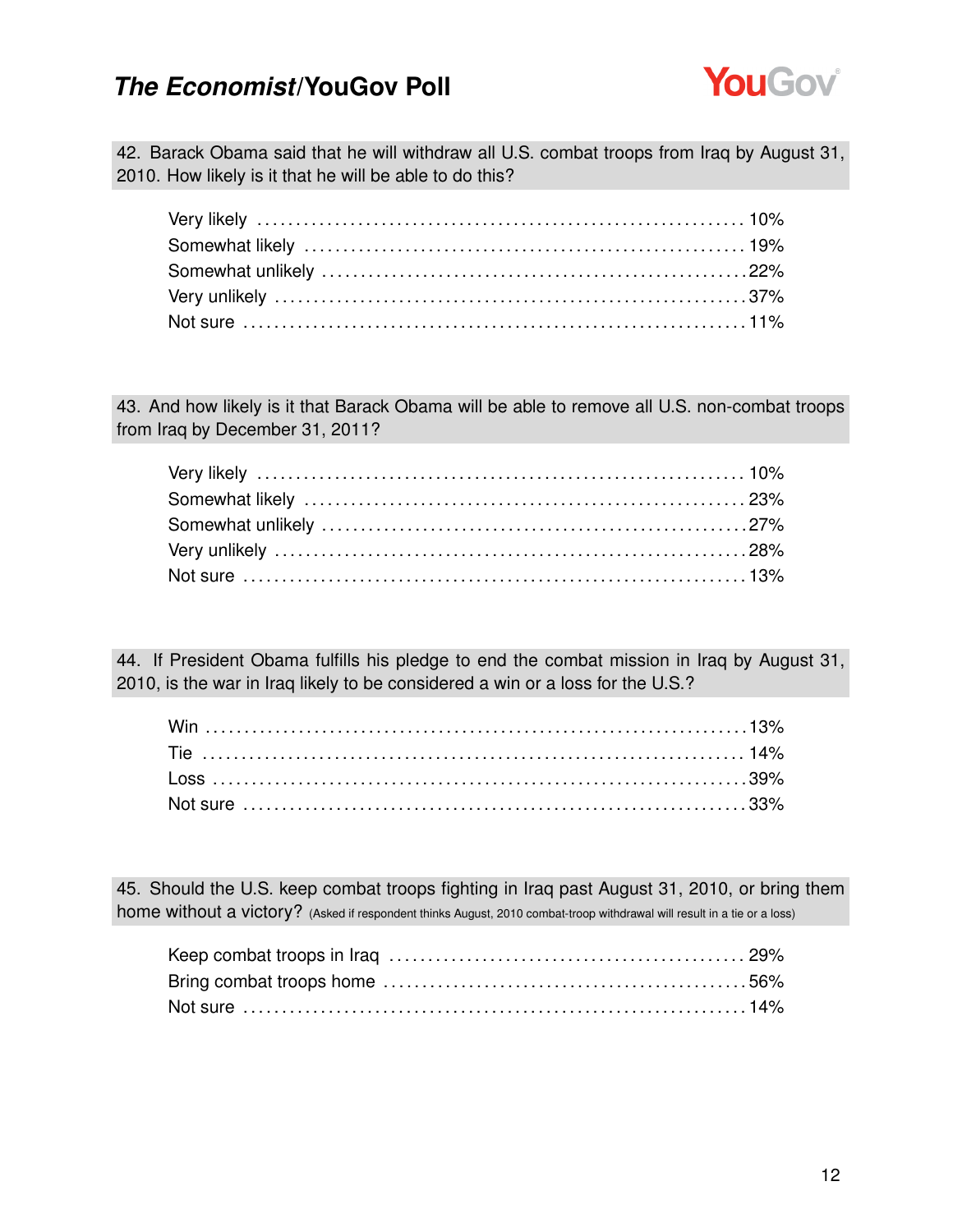**42. Barack Obama said that he will withdraw all U.S. combat troops from Iraq by August 31, 2010. How likely is it that he will be able to do this?**

| Response | % |
|---|---|
| Very likely | 10% |
| Somewhat likely | 19% |
| Somewhat unlikely | 22% |
| Very unlikely | 37% |
| Not sure | 11% |

**43. And how likely is it that Barack Obama will be able to remove all U.S. non-combat troops from Iraq by December 31, 2011?**

| Response | % |
|---|---|
| Very likely | 10% |
| Somewhat likely | 23% |
| Somewhat unlikely | 27% |
| Very unlikely | 28% |
| Not sure | 13% |

**44. If President Obama fulfills his pledge to end the combat mission in Iraq by August 31, 2010, is the war in Iraq likely to be considered a win or a loss for the U.S.?**

| Response | % |
|---|---|
| Win | 13% |
| Tie | 14% |
| Loss | 39% |
| Not sure | 33% |

**45. Should the U.S. keep combat troops fighting in Iraq past August 31, 2010, or bring them home without a victory?** (Asked if respondent thinks August, 2010 combat-troop withdrawal will result in a tie or a loss)

| Response | % |
|---|---|
| Keep combat troops in Iraq | 29% |
| Bring combat troops home | 56% |
| Not sure | 14% |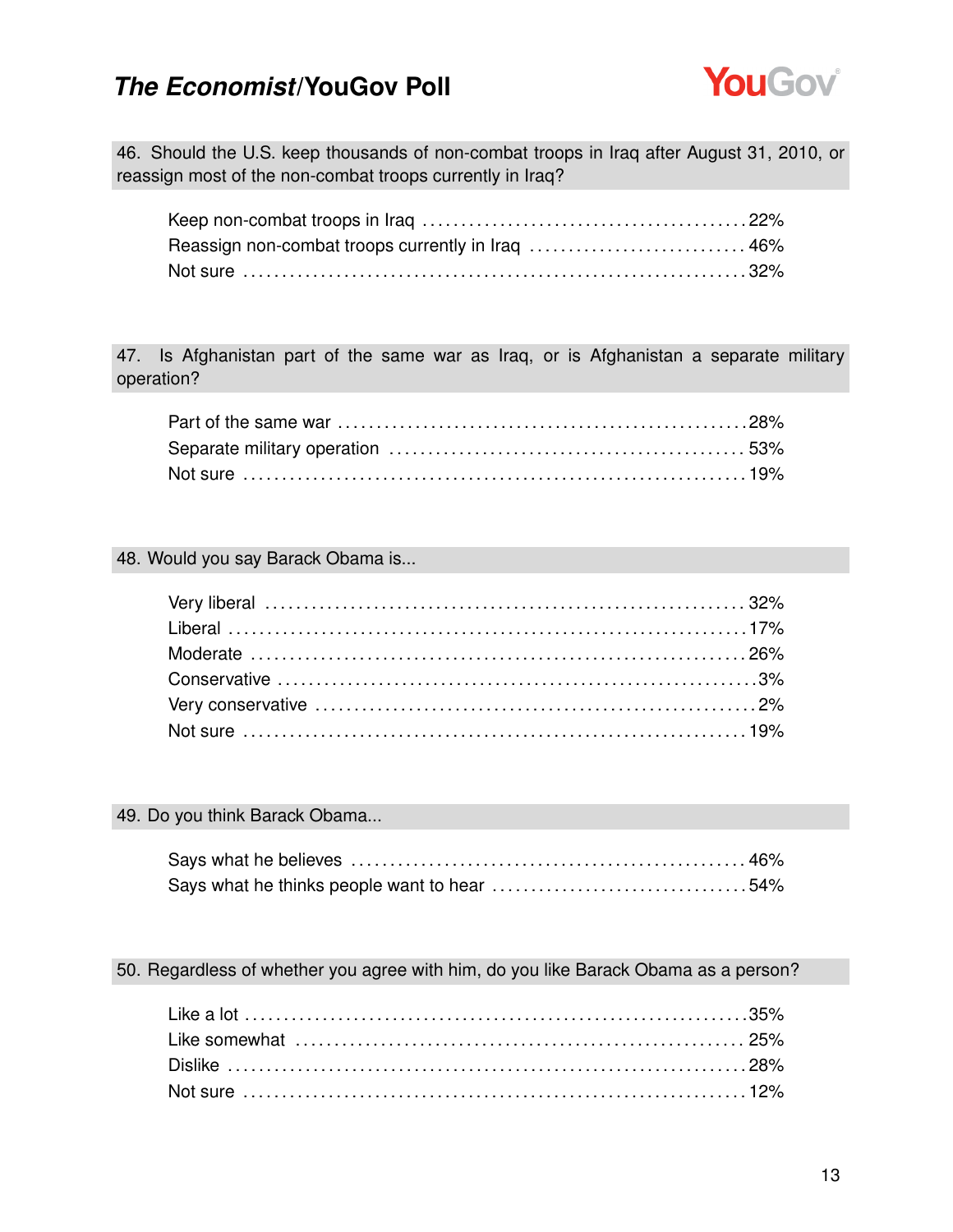**46. Should the U.S. keep thousands of non-combat troops in Iraq after August 31, 2010, or reassign most of the non-combat troops currently in Iraq?**

| | |
|---|---|
| Keep non-combat troops in Iraq | 22% |
| Reassign non-combat troops currently in Iraq | 46% |
| Not sure | 32% |

**47. Is Afghanistan part of the same war as Iraq, or is Afghanistan a separate military operation?**

| | |
|---|---|
| Part of the same war | 28% |
| Separate military operation | 53% |
| Not sure | 19% |

**48. Would you say Barack Obama is...**

| | |
|---|---|
| Very liberal | 32% |
| Liberal | 17% |
| Moderate | 26% |
| Conservative | 3% |
| Very conservative | 2% |
| Not sure | 19% |

**49. Do you think Barack Obama...**

| | |
|---|---|
| Says what he believes | 46% |
| Says what he thinks people want to hear | 54% |

**50. Regardless of whether you agree with him, do you like Barack Obama as a person?**

| | |
|---|---|
| Like a lot | 35% |
| Like somewhat | 25% |
| Dislike | 28% |
| Not sure | 12% |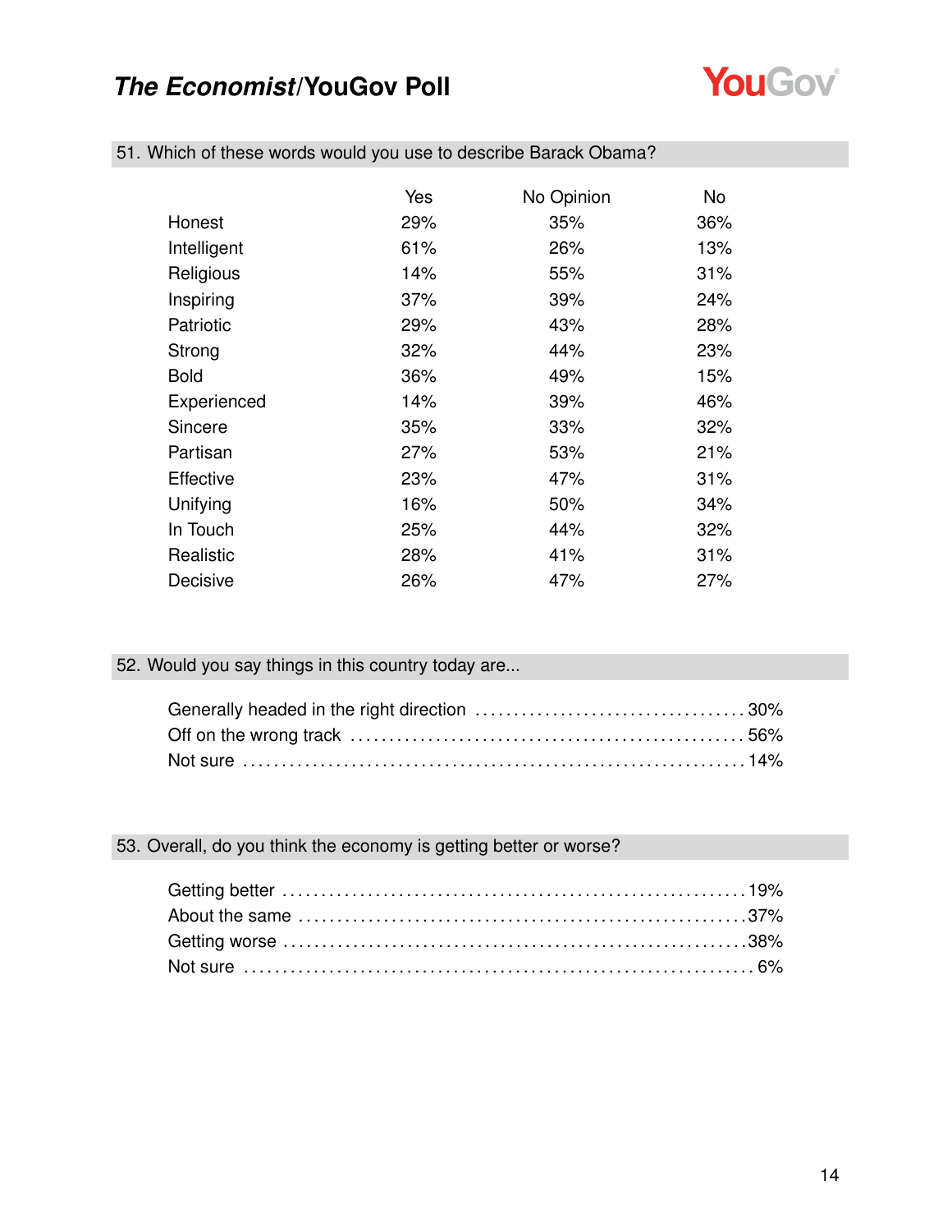## 51. Which of these words would you use to describe Barack Obama?

| | Yes | No Opinion | No |
|---|---|---|---|
| Honest | 29% | 35% | 36% |
| Intelligent | 61% | 26% | 13% |
| Religious | 14% | 55% | 31% |
| Inspiring | 37% | 39% | 24% |
| Patriotic | 29% | 43% | 28% |
| Strong | 32% | 44% | 23% |
| Bold | 36% | 49% | 15% |
| Experienced | 14% | 39% | 46% |
| Sincere | 35% | 33% | 32% |
| Partisan | 27% | 53% | 21% |
| Effective | 23% | 47% | 31% |
| Unifying | 16% | 50% | 34% |
| In Touch | 25% | 44% | 32% |
| Realistic | 28% | 41% | 31% |
| Decisive | 26% | 47% | 27% |

## 52. Would you say things in this country today are...

| | |
|---|---|
| Generally headed in the right direction | 30% |
| Off on the wrong track | 56% |
| Not sure | 14% |

## 53. Overall, do you think the economy is getting better or worse?

| | |
|---|---|
| Getting better | 19% |
| About the same | 37% |
| Getting worse | 38% |
| Not sure | 6% |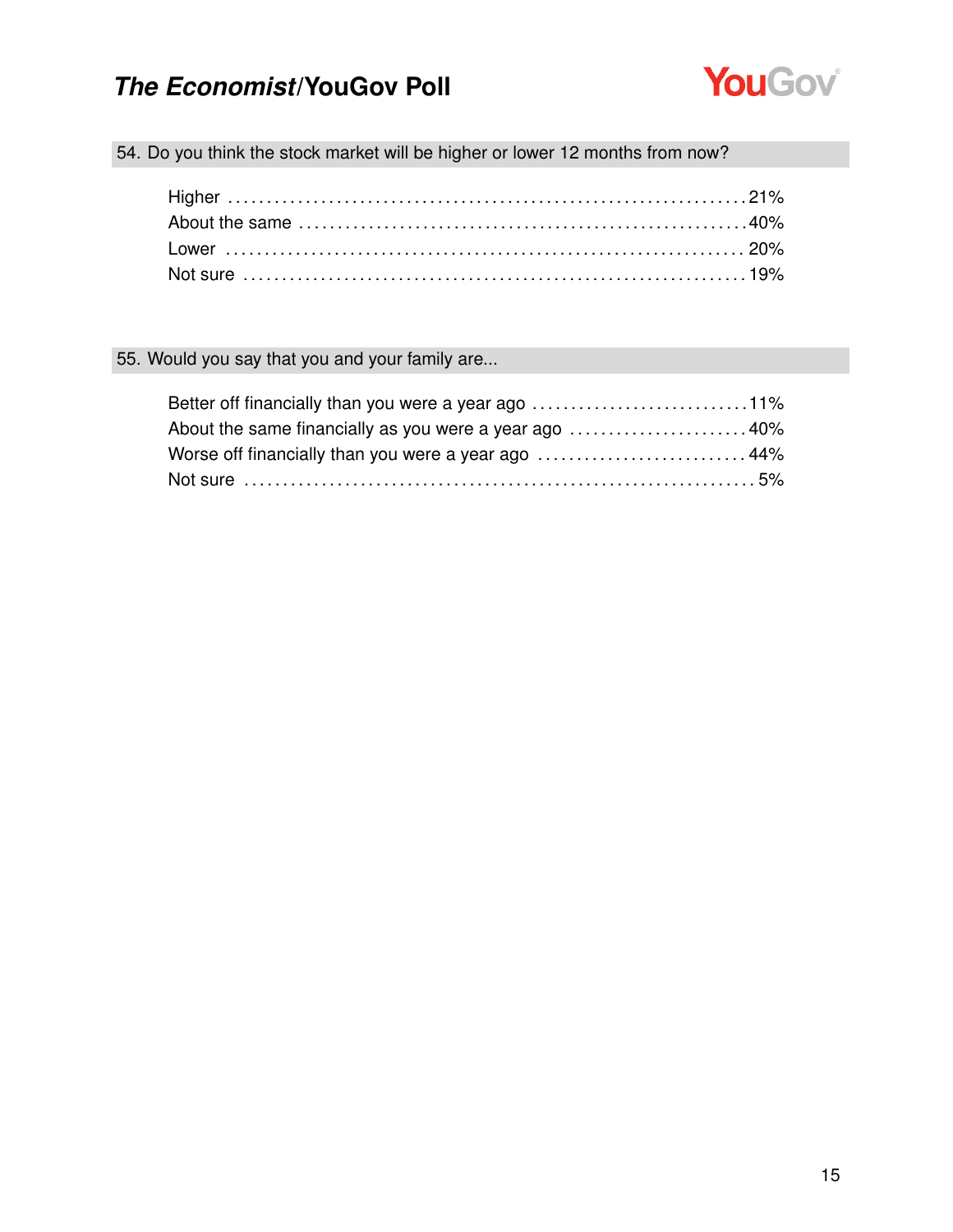## 54. Do you think the stock market will be higher or lower 12 months from now?

| Response | % |
|---|---|
| Higher | 21% |
| About the same | 40% |
| Lower | 20% |
| Not sure | 19% |

## 55. Would you say that you and your family are...

| Response | % |
|---|---|
| Better off financially than you were a year ago | 11% |
| About the same financially as you were a year ago | 40% |
| Worse off financially than you were a year ago | 44% |
| Not sure | 5% |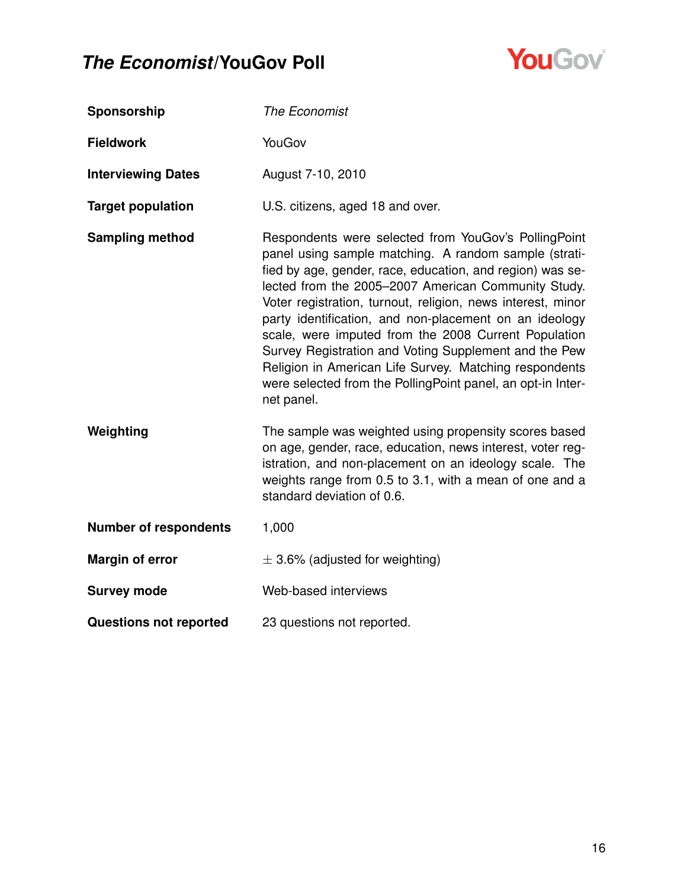# *The Economist*/YouGov Poll

YouGov

| | |
|---|---|
| **Sponsorship** | *The Economist* |
| **Fieldwork** | YouGov |
| **Interviewing Dates** | August 7-10, 2010 |
| **Target population** | U.S. citizens, aged 18 and over. |
| **Sampling method** | Respondents were selected from YouGov's PollingPoint panel using sample matching. A random sample (stratified by age, gender, race, education, and region) was selected from the 2005–2007 American Community Study. Voter registration, turnout, religion, news interest, minor party identification, and non-placement on an ideology scale, were imputed from the 2008 Current Population Survey Registration and Voting Supplement and the Pew Religion in American Life Survey. Matching respondents were selected from the PollingPoint panel, an opt-in Internet panel. |
| **Weighting** | The sample was weighted using propensity scores based on age, gender, race, education, news interest, voter registration, and non-placement on an ideology scale. The weights range from 0.5 to 3.1, with a mean of one and a standard deviation of 0.6. |
| **Number of respondents** | 1,000 |
| **Margin of error** | $\pm$ 3.6% (adjusted for weighting) |
| **Survey mode** | Web-based interviews |
| **Questions not reported** | 23 questions not reported. |